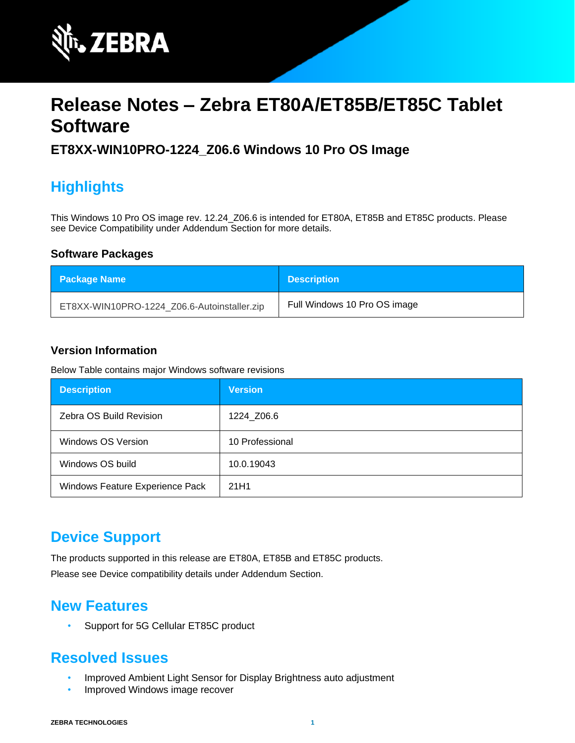# Release Notes – Zebra ET80A/ET85B/ET85C Tablet Software

### ET8XX-WIN10PRO-1224_Z06.6 Windows 10 Pro OS Image

## Highlights

This Windows 10 Pro OS image rev. 12.24_Z06.6 is intended for ET80A, ET85B and ET85C products. Please see Device Compatibility under Addendum Section for more details.

### Software Packages

| Package Name | Description |
| --- | --- |
| ET8XX-WIN10PRO-1224_Z06.6-Autoinstaller.zip | Full Windows 10 Pro OS image |

### Version Information

Below Table contains major Windows software revisions

| Description | Version |
| --- | --- |
| Zebra OS Build Revision | 1224_Z06.6 |
| Windows OS Version | 10 Professional |
| Windows OS build | 10.0.19043 |
| Windows Feature Experience Pack | 21H1 |

## Device Support

The products supported in this release are ET80A, ET85B and ET85C products.

Please see Device compatibility details under Addendum Section.

## New Features

- Support for 5G Cellular ET85C product

## Resolved Issues

- Improved Ambient Light Sensor for Display Brightness auto adjustment
- Improved Windows image recover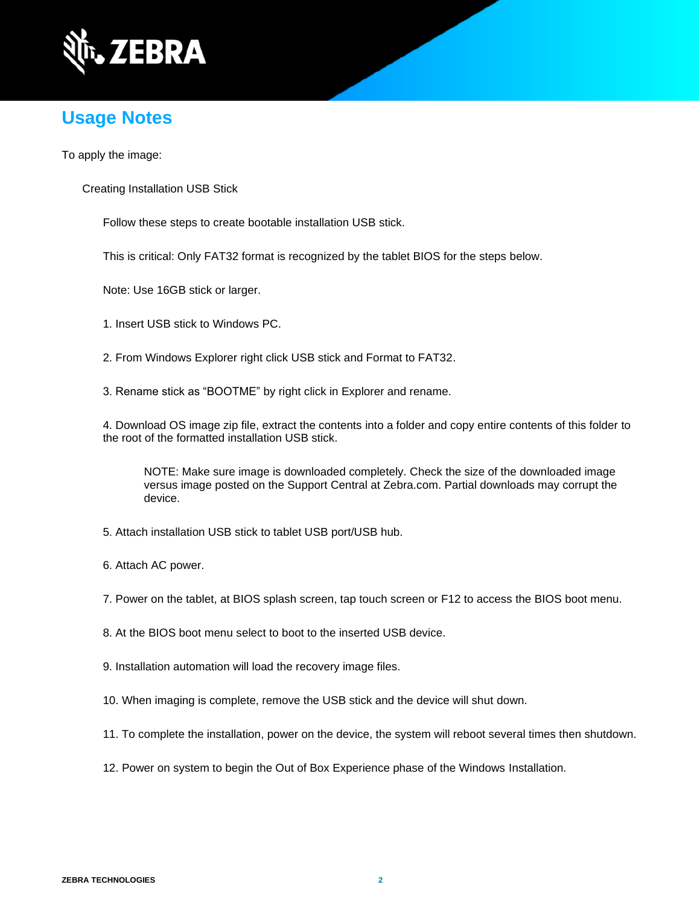# Usage Notes

To apply the image:

Creating Installation USB Stick

Follow these steps to create bootable installation USB stick.

This is critical: Only FAT32 format is recognized by the tablet BIOS for the steps below.

Note: Use 16GB stick or larger.

1. Insert USB stick to Windows PC.

2. From Windows Explorer right click USB stick and Format to FAT32.

3. Rename stick as “BOOTME” by right click in Explorer and rename.

4. Download OS image zip file, extract the contents into a folder and copy entire contents of this folder to the root of the formatted installation USB stick.

   NOTE: Make sure image is downloaded completely. Check the size of the downloaded image versus image posted on the Support Central at Zebra.com. Partial downloads may corrupt the device.

5. Attach installation USB stick to tablet USB port/USB hub.

6. Attach AC power.

7. Power on the tablet, at BIOS splash screen, tap touch screen or F12 to access the BIOS boot menu.

8. At the BIOS boot menu select to boot to the inserted USB device.

9. Installation automation will load the recovery image files.

10. When imaging is complete, remove the USB stick and the device will shut down.

11. To complete the installation, power on the device, the system will reboot several times then shutdown.

12. Power on system to begin the Out of Box Experience phase of the Windows Installation.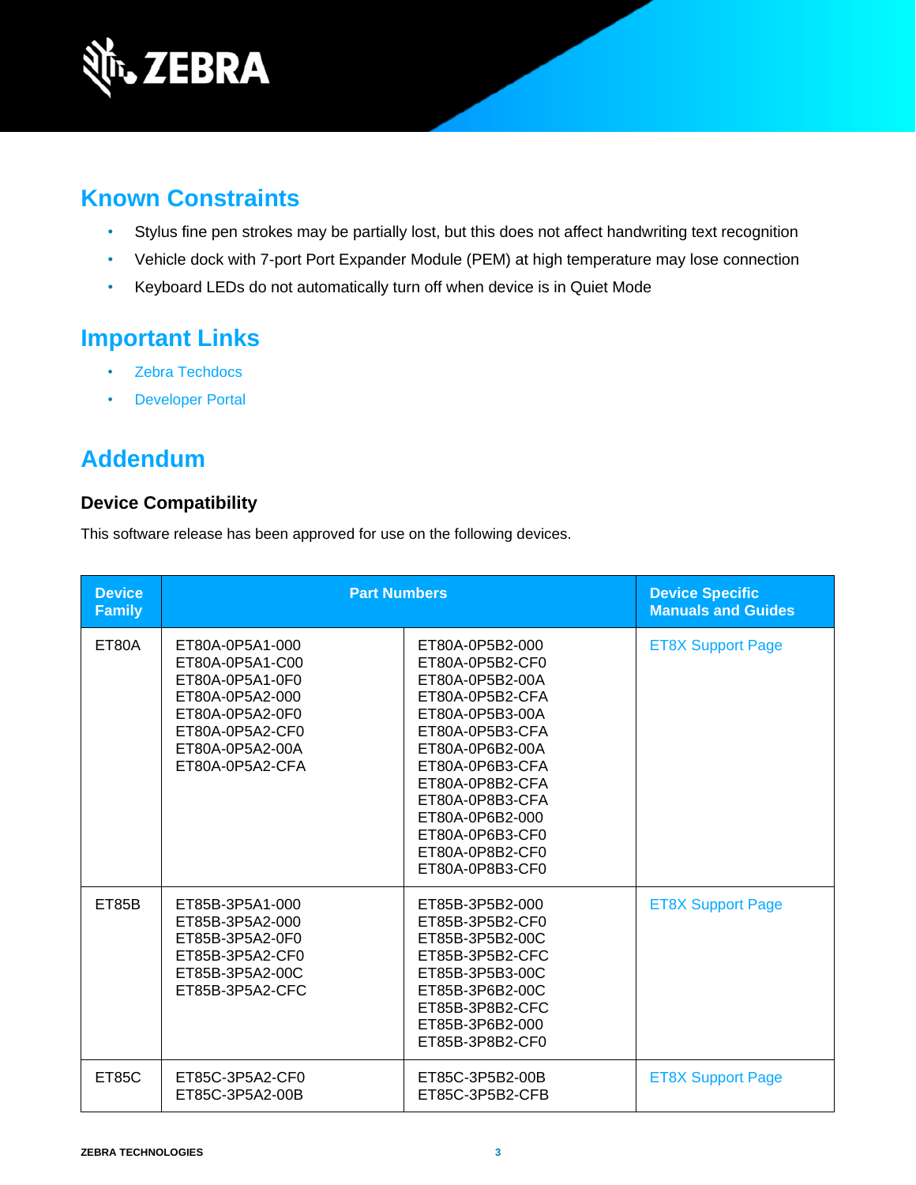## Known Constraints

- Stylus fine pen strokes may be partially lost, but this does not affect handwriting text recognition
- Vehicle dock with 7-port Port Expander Module (PEM) at high temperature may lose connection
- Keyboard LEDs do not automatically turn off when device is in Quiet Mode

## Important Links

- Zebra Techdocs
- Developer Portal

## Addendum

### Device Compatibility

This software release has been approved for use on the following devices.

| Device Family | Part Numbers | | Device Specific Manuals and Guides |
|---|---|---|---|
| ET80A | ET80A-0P5A1-000<br>ET80A-0P5A1-C00<br>ET80A-0P5A1-0F0<br>ET80A-0P5A2-000<br>ET80A-0P5A2-0F0<br>ET80A-0P5A2-CF0<br>ET80A-0P5A2-00A<br>ET80A-0P5A2-CFA | ET80A-0P5B2-000<br>ET80A-0P5B2-CF0<br>ET80A-0P5B2-00A<br>ET80A-0P5B2-CFA<br>ET80A-0P5B3-00A<br>ET80A-0P5B3-CFA<br>ET80A-0P6B2-00A<br>ET80A-0P6B3-CFA<br>ET80A-0P8B2-CFA<br>ET80A-0P8B3-CFA<br>ET80A-0P6B2-000<br>ET80A-0P6B3-CF0<br>ET80A-0P8B2-CF0<br>ET80A-0P8B3-CF0 | ET8X Support Page |
| ET85B | ET85B-3P5A1-000<br>ET85B-3P5A2-000<br>ET85B-3P5A2-0F0<br>ET85B-3P5A2-CF0<br>ET85B-3P5A2-00C<br>ET85B-3P5A2-CFC | ET85B-3P5B2-000<br>ET85B-3P5B2-CF0<br>ET85B-3P5B2-00C<br>ET85B-3P5B2-CFC<br>ET85B-3P5B3-00C<br>ET85B-3P6B2-00C<br>ET85B-3P8B2-CFC<br>ET85B-3P6B2-000<br>ET85B-3P8B2-CF0 | ET8X Support Page |
| ET85C | ET85C-3P5A2-CF0<br>ET85C-3P5A2-00B | ET85C-3P5B2-00B<br>ET85C-3P5B2-CFB | ET8X Support Page |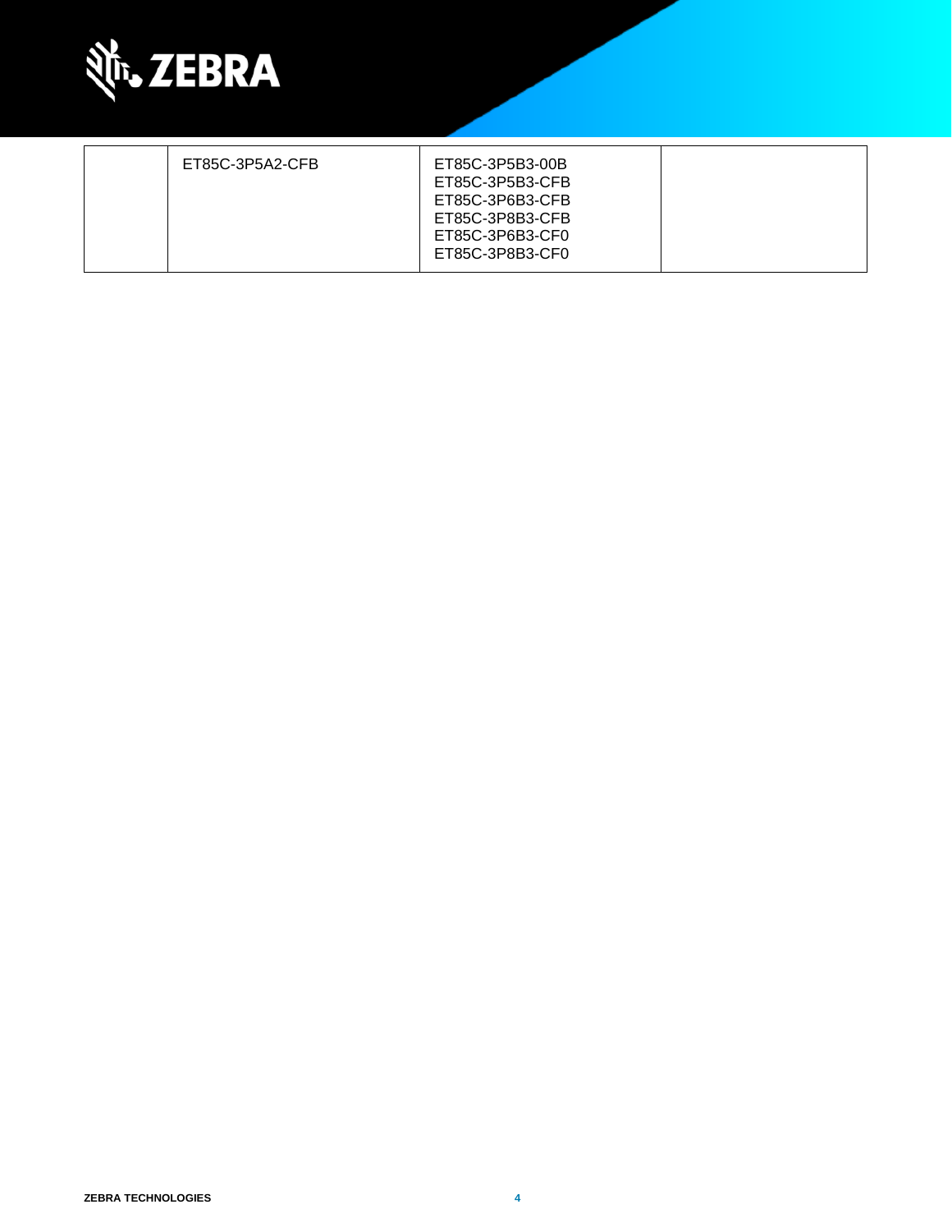|  | ET85C-3P5A2-CFB | ET85C-3P5B3-00B<br>ET85C-3P5B3-CFB<br>ET85C-3P6B3-CFB<br>ET85C-3P8B3-CFB<br>ET85C-3P6B3-CF0<br>ET85C-3P8B3-CF0 |  |
|---|---|---|---|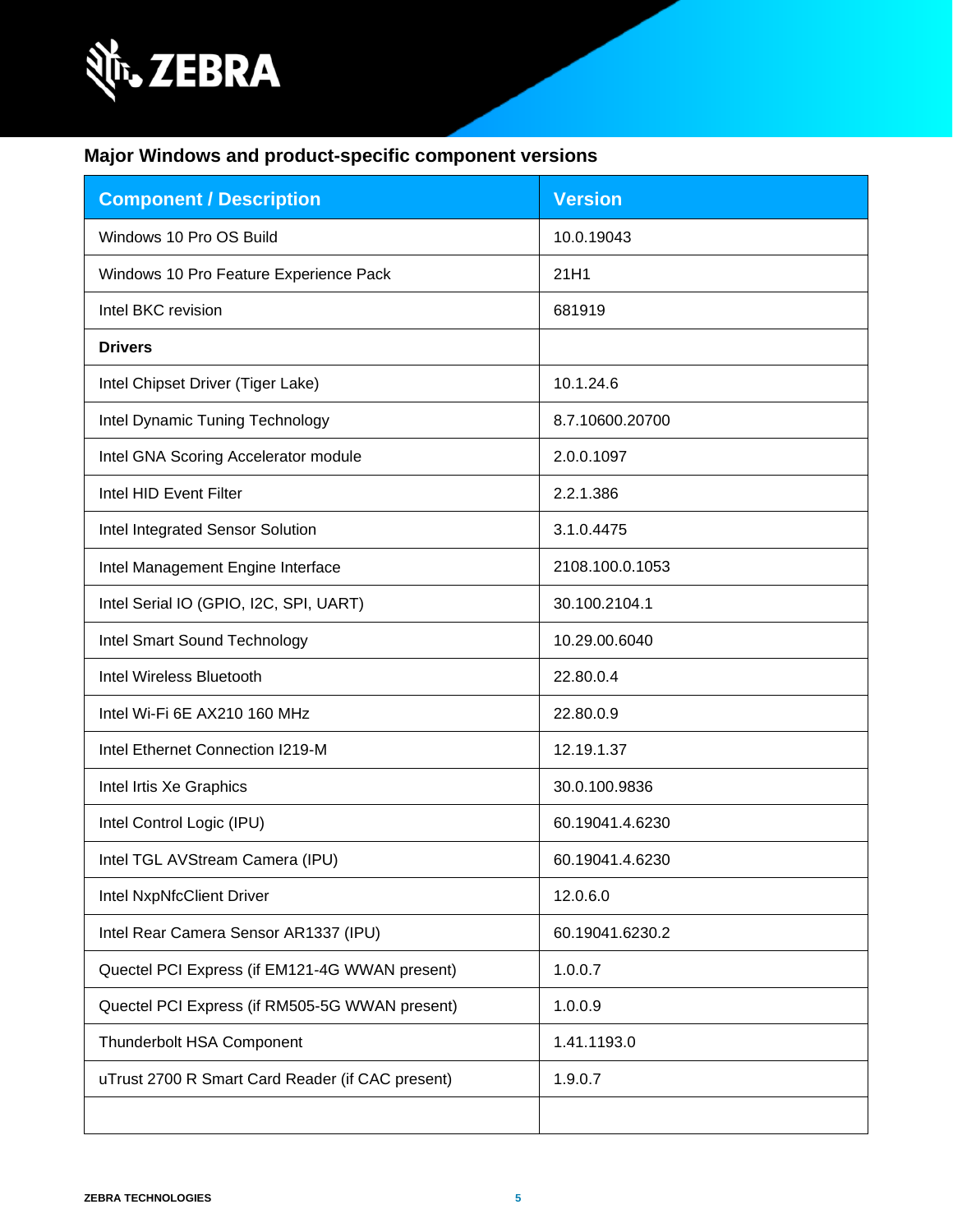### Major Windows and product-specific component versions

| Component / Description | Version |
|---|---|
| Windows 10 Pro OS Build | 10.0.19043 |
| Windows 10 Pro Feature Experience Pack | 21H1 |
| Intel BKC revision | 681919 |
| **Drivers** | |
| Intel Chipset Driver (Tiger Lake) | 10.1.24.6 |
| Intel Dynamic Tuning Technology | 8.7.10600.20700 |
| Intel GNA Scoring Accelerator module | 2.0.0.1097 |
| Intel HID Event Filter | 2.2.1.386 |
| Intel Integrated Sensor Solution | 3.1.0.4475 |
| Intel Management Engine Interface | 2108.100.0.1053 |
| Intel Serial IO (GPIO, I2C, SPI, UART) | 30.100.2104.1 |
| Intel Smart Sound Technology | 10.29.00.6040 |
| Intel Wireless Bluetooth | 22.80.0.4 |
| Intel Wi-Fi 6E AX210 160 MHz | 22.80.0.9 |
| Intel Ethernet Connection I219-M | 12.19.1.37 |
| Intel Irtis Xe Graphics | 30.0.100.9836 |
| Intel Control Logic (IPU) | 60.19041.4.6230 |
| Intel TGL AVStream Camera (IPU) | 60.19041.4.6230 |
| Intel NxpNfcClient Driver | 12.0.6.0 |
| Intel Rear Camera Sensor AR1337 (IPU) | 60.19041.6230.2 |
| Quectel PCI Express (if EM121-4G WWAN present) | 1.0.0.7 |
| Quectel PCI Express (if RM505-5G WWAN present) | 1.0.0.9 |
| Thunderbolt HSA Component | 1.41.1193.0 |
| uTrust 2700 R Smart Card Reader (if CAC present) | 1.9.0.7 |
| | |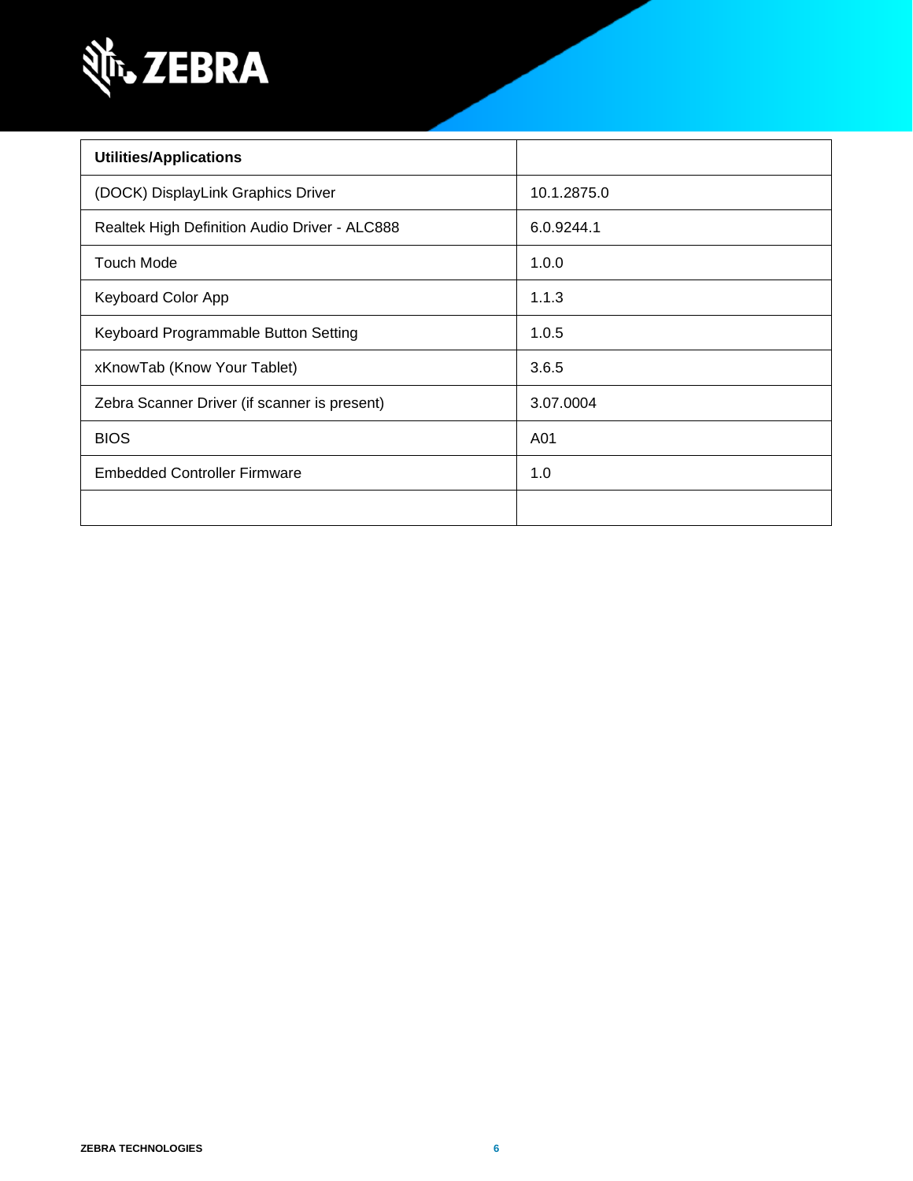| Utilities/Applications | |
|---|---|
| (DOCK) DisplayLink Graphics Driver | 10.1.2875.0 |
| Realtek High Definition Audio Driver - ALC888 | 6.0.9244.1 |
| Touch Mode | 1.0.0 |
| Keyboard Color App | 1.1.3 |
| Keyboard Programmable Button Setting | 1.0.5 |
| xKnowTab (Know Your Tablet) | 3.6.5 |
| Zebra Scanner Driver (if scanner is present) | 3.07.0004 |
| BIOS | A01 |
| Embedded Controller Firmware | 1.0 |
| | |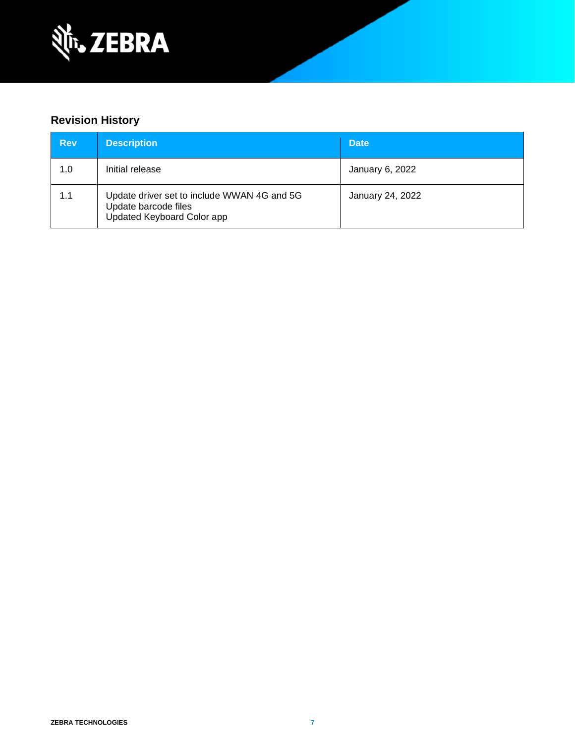## Revision History

| Rev | Description | Date |
| --- | --- | --- |
| 1.0 | Initial release | January 6, 2022 |
| 1.1 | Update driver set to include WWAN 4G and 5G<br>Update barcode files<br>Updated Keyboard Color app | January 24, 2022 |